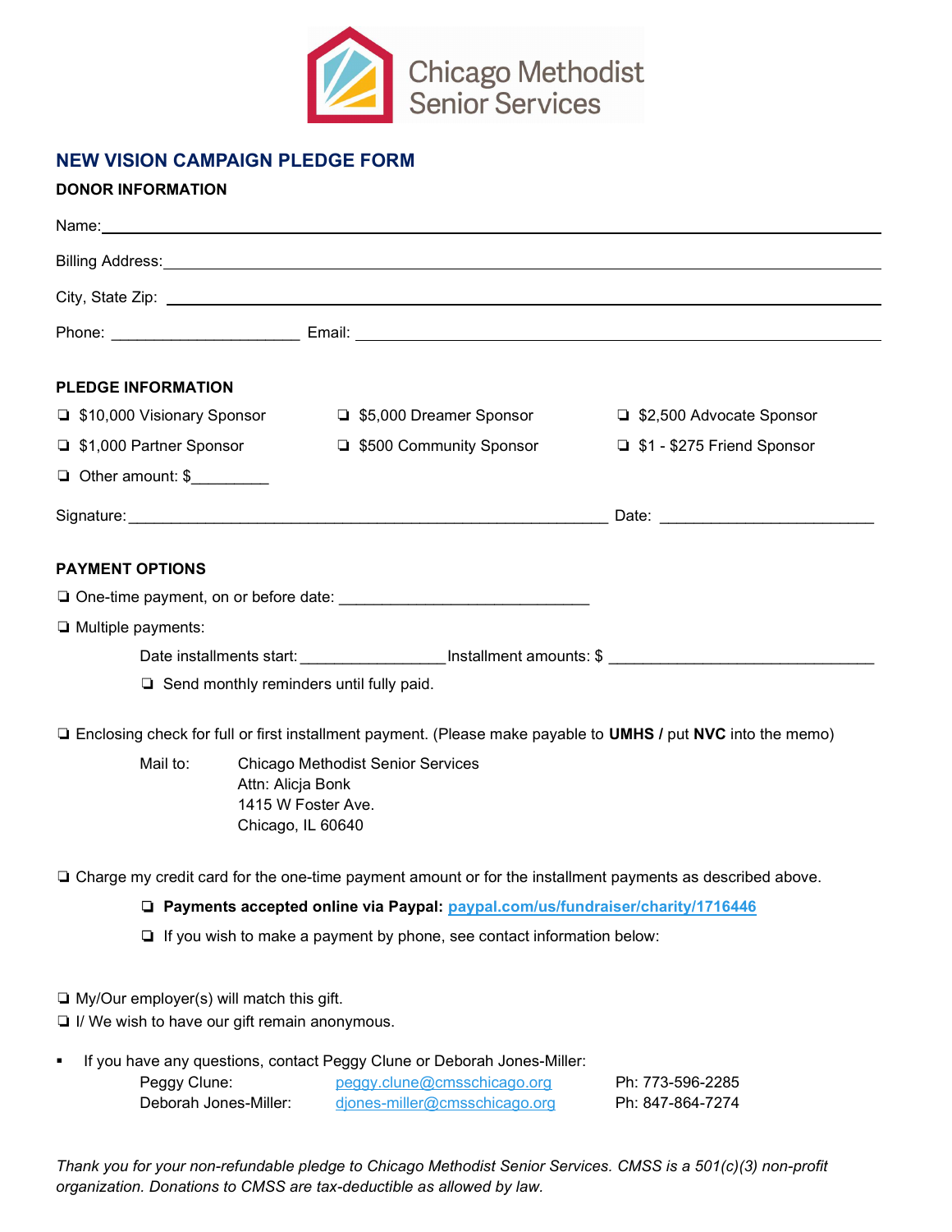Chicago Methodist Senior Services

## NEW VISION CAMPAIGN PLEDGE FORM

**DONOR INFORMATION**

Name: ______________________________________________

Billing Address: ______________________________________________

City, State Zip: ______________________________________________

Phone: ______________________ Email: ______________________________

**PLEDGE INFORMATION**

- ❏ $10,000 Visionary Sponsor
- ❏ $5,000 Dreamer Sponsor
- ❏ $2,500 Advocate Sponsor
- ❏ $1,000 Partner Sponsor
- ❏ $500 Community Sponsor
- ❏ $1 - $275 Friend Sponsor
- ❏ Other amount: $_________

Signature: ________________________________________________________ Date: _________________________

**PAYMENT OPTIONS**

❏ One-time payment, on or before date: _____________________________

❏ Multiple payments:

Date installments start: ________________ Installment amounts: $ ______________________________

❏ Send monthly reminders until fully paid.

❏ Enclosing check for full or first installment payment. (Please make payable to **UMHS /** put **NVC** into the memo)

Mail to: Chicago Methodist Senior Services
Attn: Alicja Bonk
1415 W Foster Ave.
Chicago, IL 60640

❏ Charge my credit card for the one-time payment amount or for the installment payments as described above.

❏ **Payments accepted online via Paypal: paypal.com/us/fundraiser/charity/1716446**

❏ If you wish to make a payment by phone, see contact information below:

❏ My/Our employer(s) will match this gift.

❏ I/ We wish to have our gift remain anonymous.

- If you have any questions, contact Peggy Clune or Deborah Jones-Miller:

| | | |
|---|---|---|
| Peggy Clune: | peggy.clune@cmsschicago.org | Ph: 773-596-2285 |
| Deborah Jones-Miller: | djones-miller@cmsschicago.org | Ph: 847-864-7274 |

*Thank you for your non-refundable pledge to Chicago Methodist Senior Services. CMSS is a 501(c)(3) non-profit organization. Donations to CMSS are tax-deductible as allowed by law.*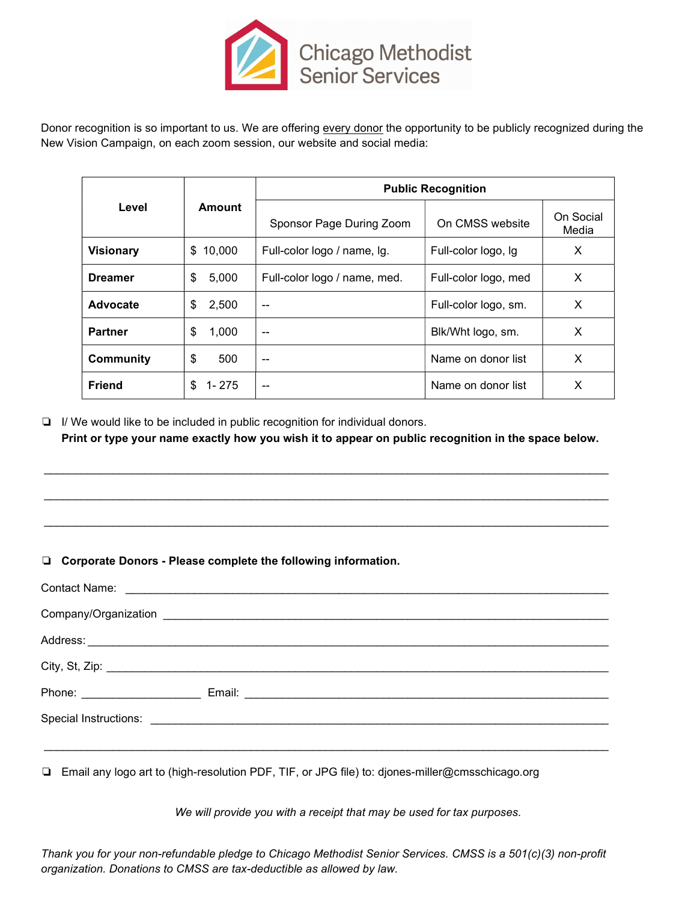Chicago Methodist Senior Services

Donor recognition is so important to us. We are offering every donor the opportunity to be publicly recognized during the New Vision Campaign, on each zoom session, our website and social media:

| Level | Amount | Public Recognition | | |
|---|---|---|---|---|
| | | Sponsor Page During Zoom | On CMSS website | On Social Media |
| **Visionary** | $ 10,000 | Full-color logo / name, lg. | Full-color logo, lg | X |
| **Dreamer** | $ 5,000 | Full-color logo / name, med. | Full-color logo, med | X |
| **Advocate** | $ 2,500 | -- | Full-color logo, sm. | X |
| **Partner** | $ 1,000 | -- | Blk/Wht logo, sm. | X |
| **Community** | $ 500 | -- | Name on donor list | X |
| **Friend** | $ 1- 275 | -- | Name on donor list | X |

❏ I/ We would like to be included in public recognition for individual donors.
**Print or type your name exactly how you wish it to appear on public recognition in the space below.**

\_\_\_\_\_\_\_\_\_\_\_\_\_\_\_\_\_\_\_\_\_\_\_\_\_\_\_\_\_\_\_\_\_\_\_\_\_\_\_\_\_\_\_\_\_\_\_\_\_\_\_\_\_\_\_\_\_\_\_\_\_\_\_\_\_\_\_\_\_\_\_\_

\_\_\_\_\_\_\_\_\_\_\_\_\_\_\_\_\_\_\_\_\_\_\_\_\_\_\_\_\_\_\_\_\_\_\_\_\_\_\_\_\_\_\_\_\_\_\_\_\_\_\_\_\_\_\_\_\_\_\_\_\_\_\_\_\_\_\_\_\_\_\_\_

\_\_\_\_\_\_\_\_\_\_\_\_\_\_\_\_\_\_\_\_\_\_\_\_\_\_\_\_\_\_\_\_\_\_\_\_\_\_\_\_\_\_\_\_\_\_\_\_\_\_\_\_\_\_\_\_\_\_\_\_\_\_\_\_\_\_\_\_\_\_\_\_

❏ **Corporate Donors - Please complete the following information.**

Contact Name: \_\_\_\_\_\_\_\_\_\_\_\_\_\_\_\_\_\_\_\_\_\_\_\_\_\_\_\_\_\_\_\_\_\_\_\_\_\_\_\_\_\_\_\_\_\_\_\_\_\_\_\_\_\_\_\_

Company/Organization \_\_\_\_\_\_\_\_\_\_\_\_\_\_\_\_\_\_\_\_\_\_\_\_\_\_\_\_\_\_\_\_\_\_\_\_\_\_\_\_\_\_\_\_\_\_\_\_\_\_\_\_

Address: \_\_\_\_\_\_\_\_\_\_\_\_\_\_\_\_\_\_\_\_\_\_\_\_\_\_\_\_\_\_\_\_\_\_\_\_\_\_\_\_\_\_\_\_\_\_\_\_\_\_\_\_\_\_\_\_\_\_\_\_

City, St, Zip: \_\_\_\_\_\_\_\_\_\_\_\_\_\_\_\_\_\_\_\_\_\_\_\_\_\_\_\_\_\_\_\_\_\_\_\_\_\_\_\_\_\_\_\_\_\_\_\_\_\_\_\_\_\_\_\_\_\_

Phone: \_\_\_\_\_\_\_\_\_\_\_\_\_\_\_\_ Email: \_\_\_\_\_\_\_\_\_\_\_\_\_\_\_\_\_\_\_\_\_\_\_\_\_\_\_\_\_\_\_\_\_\_\_\_\_\_\_\_\_\_

Special Instructions: \_\_\_\_\_\_\_\_\_\_\_\_\_\_\_\_\_\_\_\_\_\_\_\_\_\_\_\_\_\_\_\_\_\_\_\_\_\_\_\_\_\_\_\_\_\_\_\_\_\_\_\_\_

\_\_\_\_\_\_\_\_\_\_\_\_\_\_\_\_\_\_\_\_\_\_\_\_\_\_\_\_\_\_\_\_\_\_\_\_\_\_\_\_\_\_\_\_\_\_\_\_\_\_\_\_\_\_\_\_\_\_\_\_\_\_\_\_\_\_\_\_\_\_\_\_

❏ Email any logo art to (high-resolution PDF, TIF, or JPG file) to: djones-miller@cmsschicago.org

*We will provide you with a receipt that may be used for tax purposes.*

*Thank you for your non-refundable pledge to Chicago Methodist Senior Services. CMSS is a 501(c)(3) non-profit organization. Donations to CMSS are tax-deductible as allowed by law.*